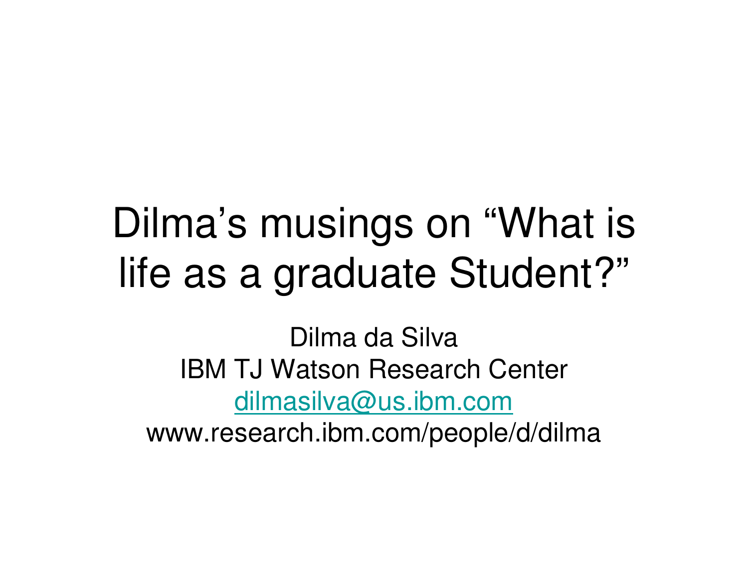# Dilma’s musings on “What is life as a graduate Student?”

Dilma da Silva

IBM TJ Watson Research Center

dilmasilva@us.ibm.com

www.research.ibm.com/people/d/dilma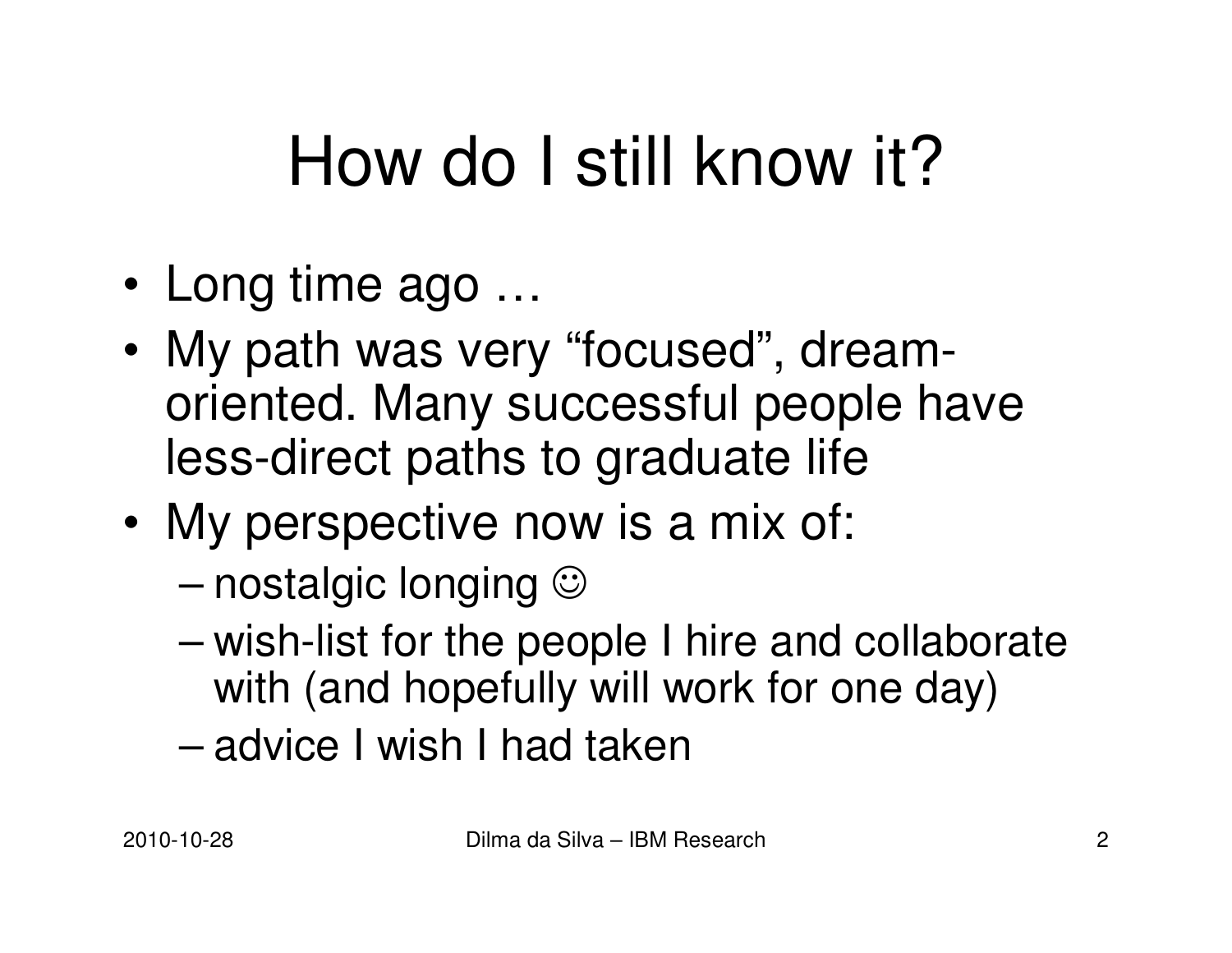# How do I still know it?

- Long time ago …
- My path was very "focused", dream-oriented. Many successful people have less-direct paths to graduate life
- My perspective now is a mix of:
  - nostalgic longing ☺
  - wish-list for the people I hire and collaborate with (and hopefully will work for one day)
  - advice I wish I had taken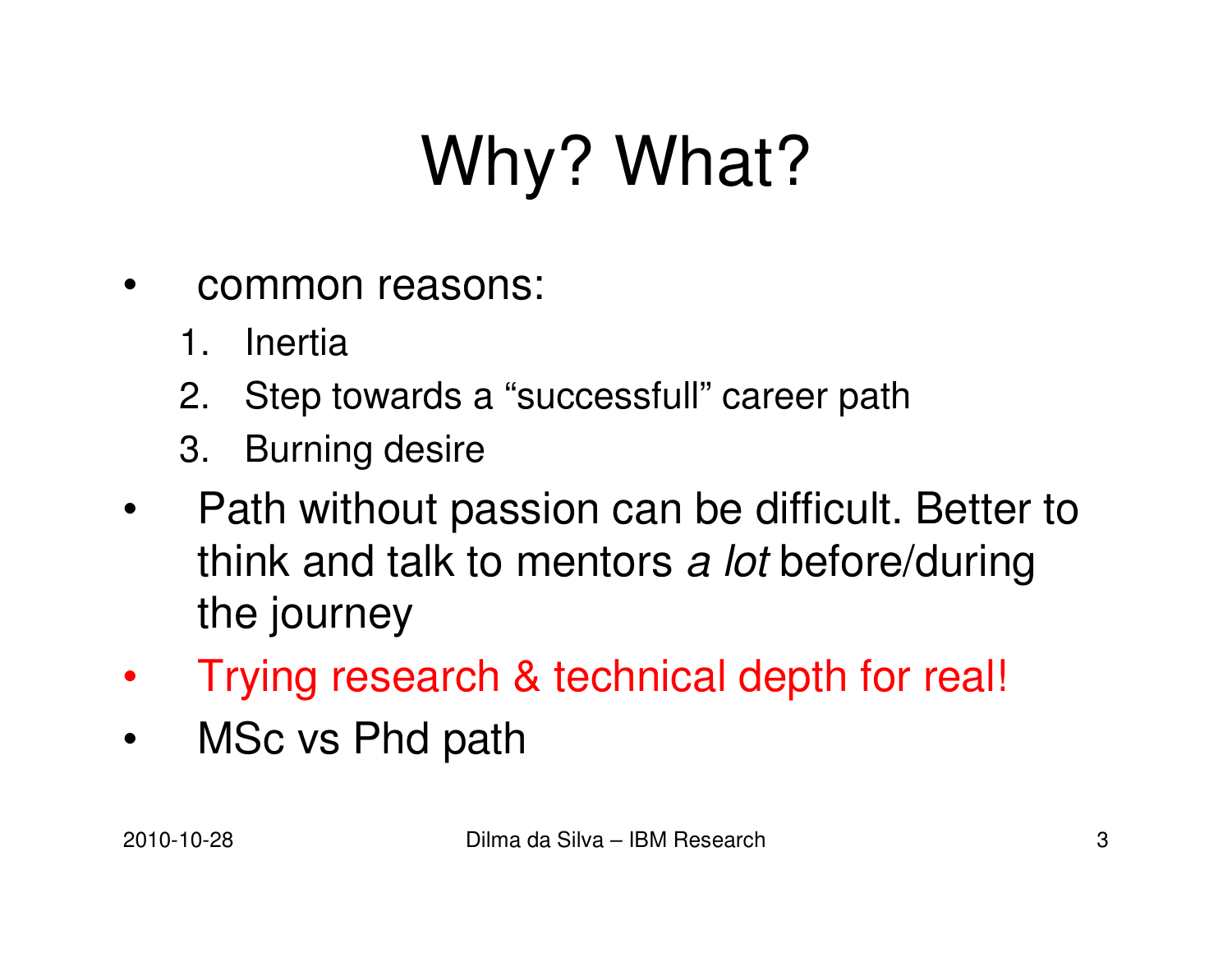# Why? What?

- common reasons:
  1. Inertia
  2. Step towards a “successfull” career path
  3. Burning desire
- Path without passion can be difficult. Better to think and talk to mentors *a lot* before/during the journey
- Trying research & technical depth for real!
- MSc vs Phd path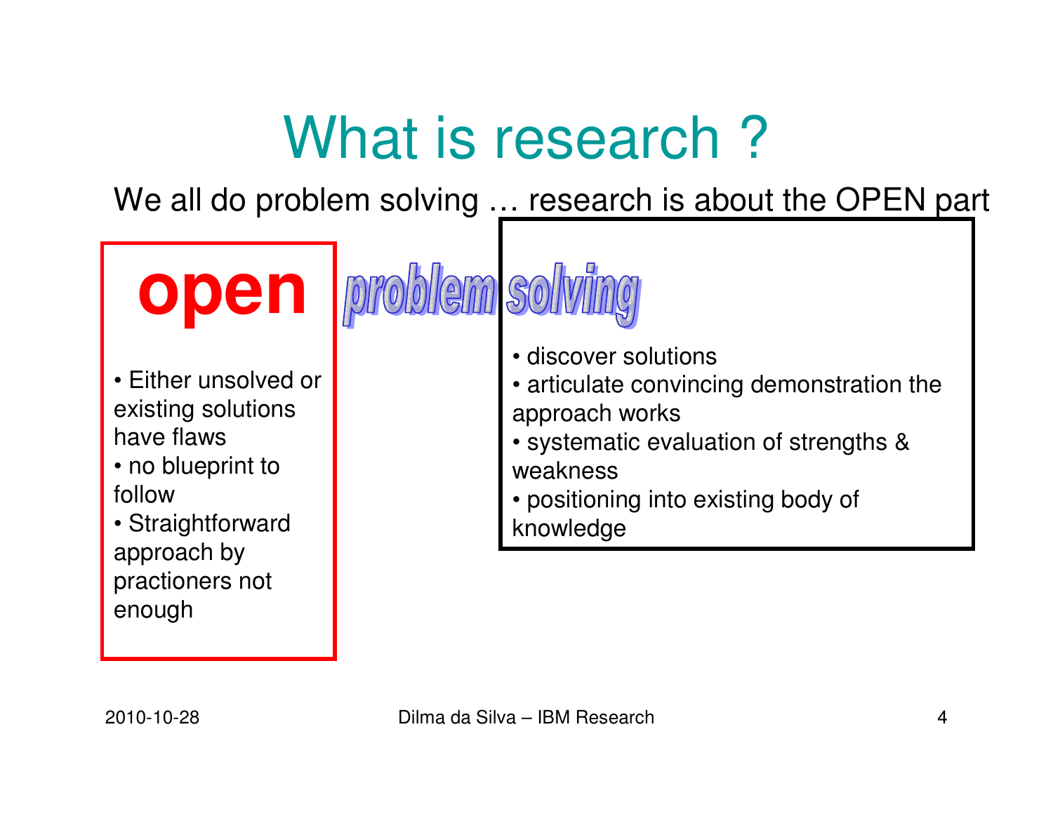# What is research ?

We all do problem solving … research is about the OPEN part

**open**

- Either unsolved or existing solutions have flaws
- no blueprint to follow
- Straightforward approach by practioners not enough

***problem solving***

- discover solutions
- articulate convincing demonstration the approach works
- systematic evaluation of strengths & weakness
- positioning into existing body of knowledge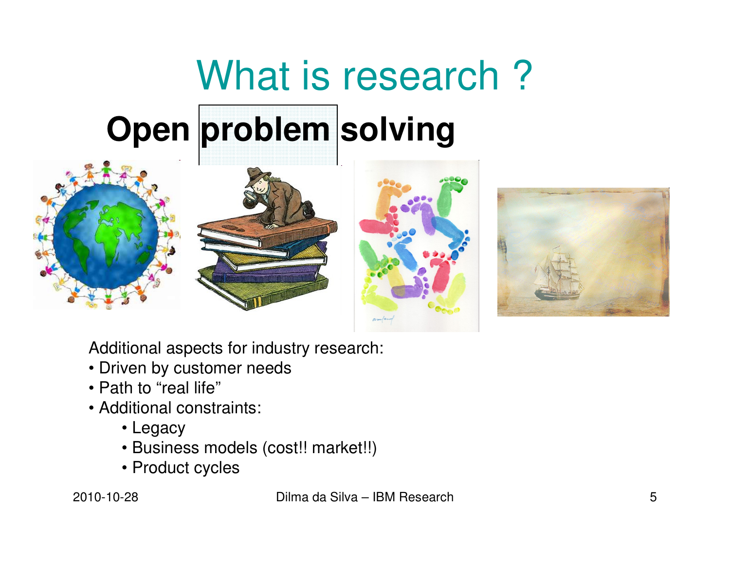# What is research ?

## Open problem solving

Additional aspects for industry research:

- Driven by customer needs
- Path to "real life"
- Additional constraints:
  - Legacy
  - Business models (cost!! market!!)
  - Product cycles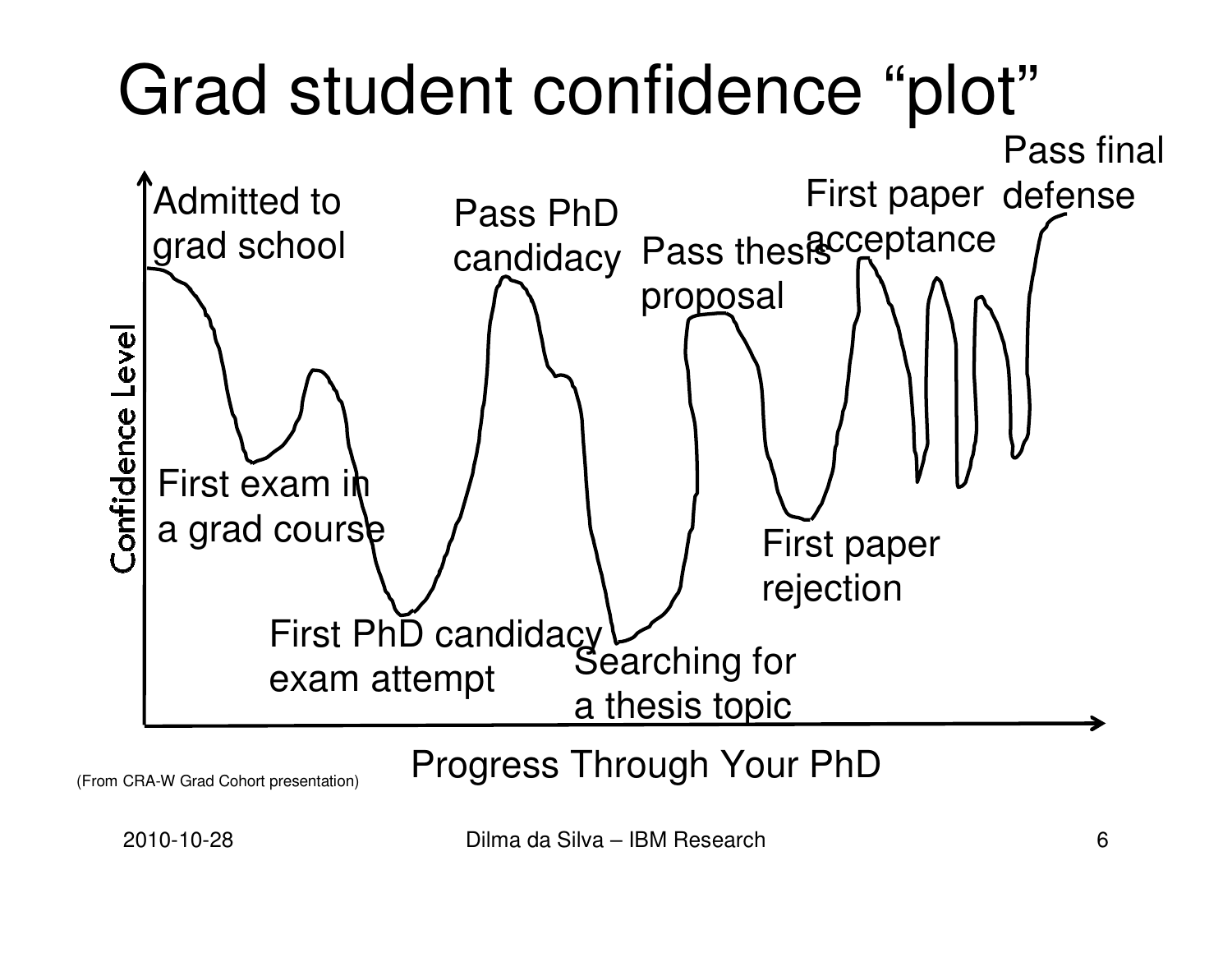# Grad student confidence "plot"

Confidence Level

Admitted to grad school

First exam in a grad course

First PhD candidacy exam attempt

Pass PhD candidacy

Searching for a thesis topic

Pass thesis proposal

First paper rejection

First paper acceptance

Pass final defense

Progress Through Your PhD

(From CRA-W Grad Cohort presentation)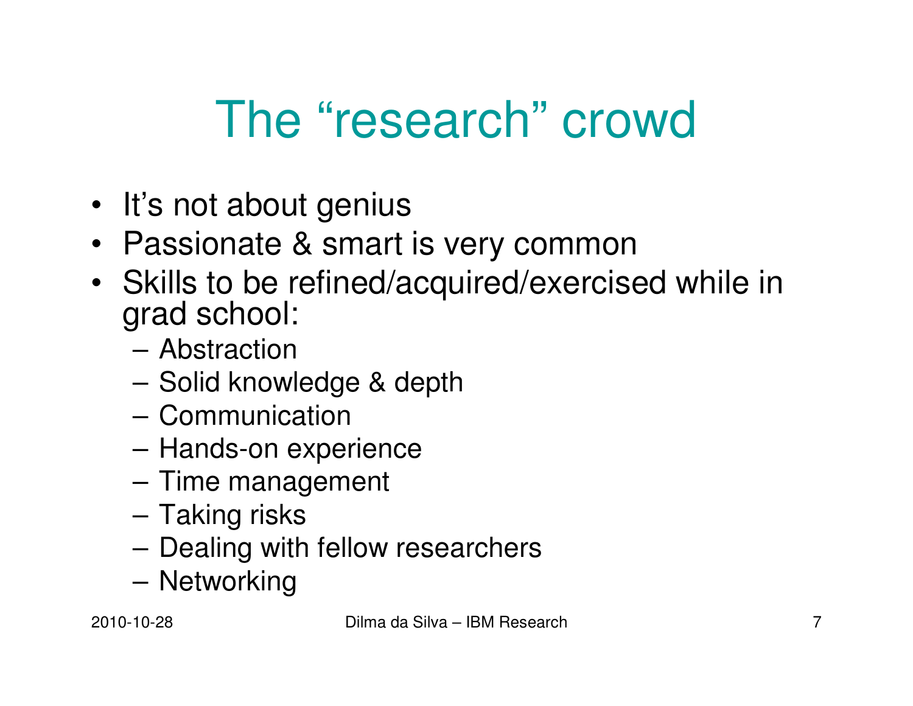# The "research" crowd

- It's not about genius
- Passionate & smart is very common
- Skills to be refined/acquired/exercised while in grad school:
  - Abstraction
  - Solid knowledge & depth
  - Communication
  - Hands-on experience
  - Time management
  - Taking risks
  - Dealing with fellow researchers
  - Networking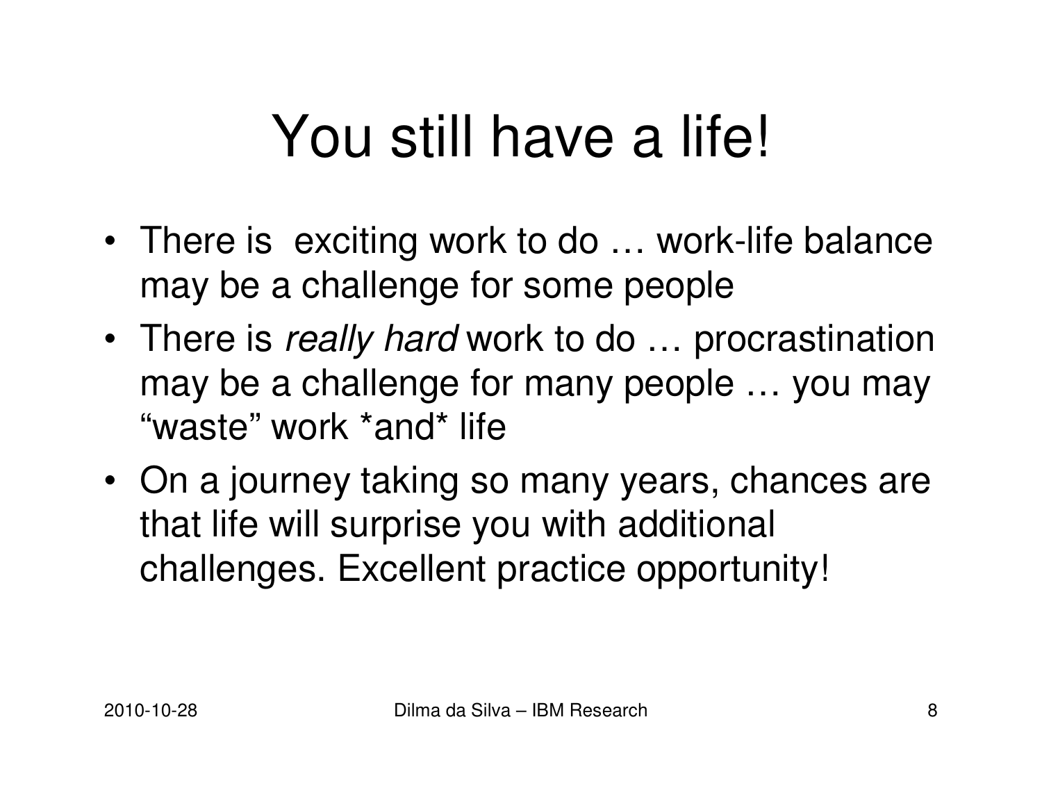# You still have a life!

- There is  exciting work to do … work-life balance may be a challenge for some people
- There is *really hard* work to do … procrastination may be a challenge for many people … you may “waste” work *and* life
- On a journey taking so many years, chances are that life will surprise you with additional challenges. Excellent practice opportunity!